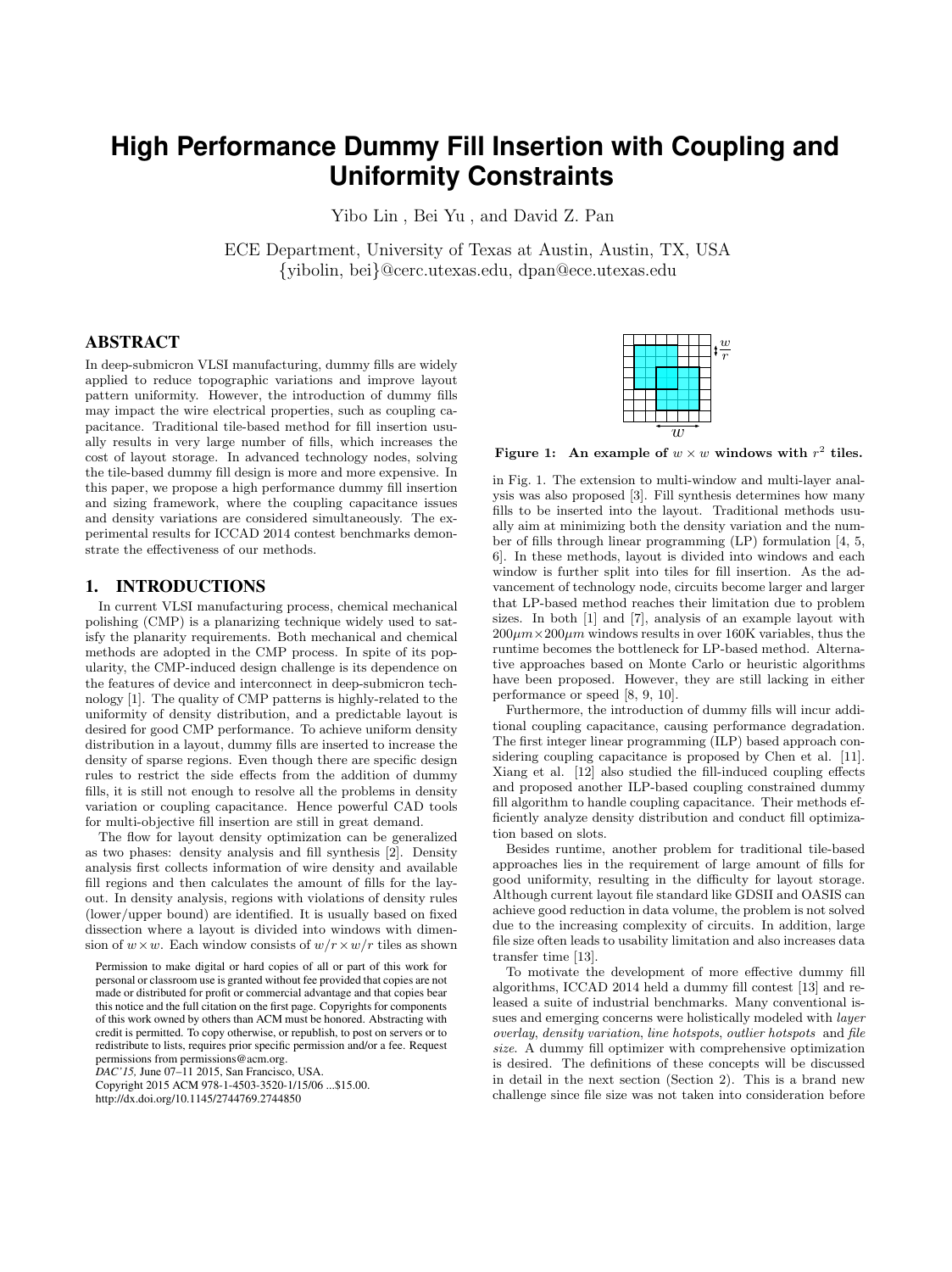# High Performance Dummy Fill Insertion with Coupling and Uniformity Constraints

Yibo Lin , Bei Yu , and David Z. Pan

ECE Department, University of Texas at Austin, Austin, TX, USA
{yibolin, bei}@cerc.utexas.edu, dpan@ece.utexas.edu

## ABSTRACT

In deep-submicron VLSI manufacturing, dummy fills are widely applied to reduce topographic variations and improve layout pattern uniformity. However, the introduction of dummy fills may impact the wire electrical properties, such as coupling capacitance. Traditional tile-based method for fill insertion usually results in very large number of fills, which increases the cost of layout storage. In advanced technology nodes, solving the tile-based dummy fill design is more and more expensive. In this paper, we propose a high performance dummy fill insertion and sizing framework, where the coupling capacitance issues and density variations are considered simultaneously. The experimental results for ICCAD 2014 contest benchmarks demonstrate the effectiveness of our methods.

## 1. INTRODUCTIONS

In current VLSI manufacturing process, chemical mechanical polishing (CMP) is a planarizing technique widely used to satisfy the planarity requirements. Both mechanical and chemical methods are adopted in the CMP process. In spite of its popularity, the CMP-induced design challenge is its dependence on the features of device and interconnect in deep-submicron technology [1]. The quality of CMP patterns is highly-related to the uniformity of density distribution, and a predictable layout is desired for good CMP performance. To achieve uniform density distribution in a layout, dummy fills are inserted to increase the density of sparse regions. Even though there are specific design rules to restrict the side effects from the addition of dummy fills, it is still not enough to resolve all the problems in density variation or coupling capacitance. Hence powerful CAD tools for multi-objective fill insertion are still in great demand.

The flow for layout density optimization can be generalized as two phases: density analysis and fill synthesis [2]. Density analysis first collects information of wire density and available fill regions and then calculates the amount of fills for the layout. In density analysis, regions with violations of density rules (lower/upper bound) are identified. It is usually based on fixed dissection where a layout is divided into windows with dimension of $w \times w$. Each window consists of $w/r \times w/r$ tiles as shown in Fig. 1. The extension to multi-window and multi-layer analysis was also proposed [3]. Fill synthesis determines how many fills to be inserted into the layout. Traditional methods usually aim at minimizing both the density variation and the number of fills through linear programming (LP) formulation [4, 5, 6]. In these methods, layout is divided into windows and each window is further split into tiles for fill insertion. As the advancement of technology node, circuits become larger and larger that LP-based method reaches their limitation due to problem sizes. In both [1] and [7], analysis of an example layout with $200\mu m \times 200\mu m$ windows results in over 160K variables, thus the runtime becomes the bottleneck for LP-based method. Alternative approaches based on Monte Carlo or heuristic algorithms have been proposed. However, they are still lacking in either performance or speed [8, 9, 10].

$\frac{w}{r}$

$w$

**Figure 1: An example of $w \times w$ windows with $r^2$ tiles.**

Furthermore, the introduction of dummy fills will incur additional coupling capacitance, causing performance degradation. The first integer linear programming (ILP) based approach considering coupling capacitance is proposed by Chen et al. [11]. Xiang et al. [12] also studied the fill-induced coupling effects and proposed another ILP-based coupling constrained dummy fill algorithm to handle coupling capacitance. Their methods efficiently analyze density distribution and conduct fill optimization based on slots.

Besides runtime, another problem for traditional tile-based approaches lies in the requirement of large amount of fills for good uniformity, resulting in the difficulty for layout storage. Although current layout file standard like GDSII and OASIS can achieve good reduction in data volume, the problem is not solved due to the increasing complexity of circuits. In addition, large file size often leads to usability limitation and also increases data transfer time [13].

To motivate the development of more effective dummy fill algorithms, ICCAD 2014 held a dummy fill contest [13] and released a suite of industrial benchmarks. Many conventional issues and emerging concerns were holistically modeled with *layer overlay*, *density variation*, *line hotspots*, *outlier hotspots* and *file size*. A dummy fill optimizer with comprehensive optimization is desired. The definitions of these concepts will be discussed in detail in the next section (Section 2). This is a brand new challenge since file size was not taken into consideration before

Permission to make digital or hard copies of all or part of this work for personal or classroom use is granted without fee provided that copies are not made or distributed for profit or commercial advantage and that copies bear this notice and the full citation on the first page. Copyrights for components of this work owned by others than ACM must be honored. Abstracting with credit is permitted. To copy otherwise, or republish, to post on servers or to redistribute to lists, requires prior specific permission and/or a fee. Request permissions from permissions@acm.org.
*DAC'15,* June 07–11 2015, San Francisco, USA.
Copyright 2015 ACM 978-1-4503-3520-1/15/06 ...$15.00.
http://dx.doi.org/10.1145/2744769.2744850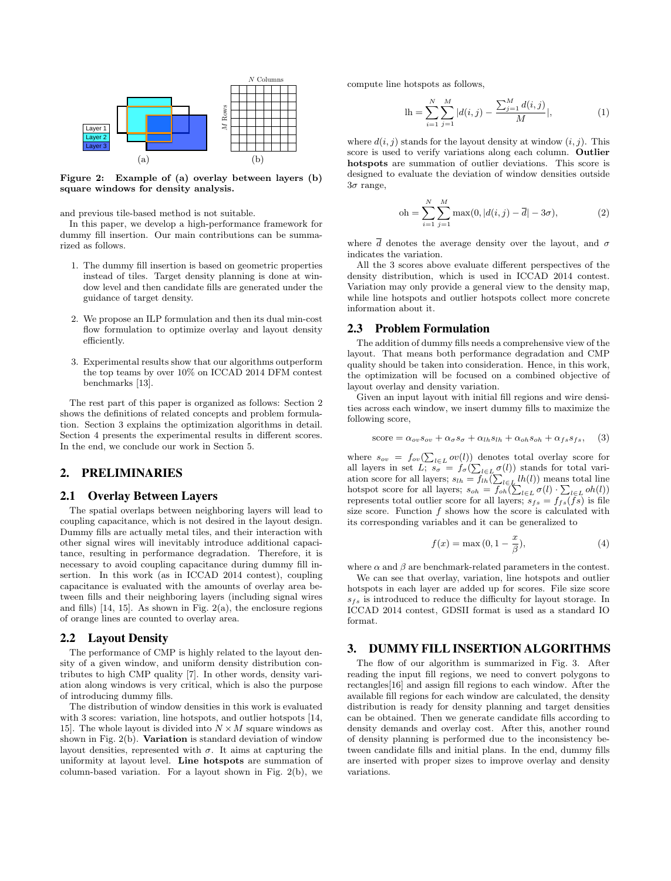N Columns

M Rows

Layer 1
Layer 2
Layer 3

(a)

(b)

**Figure 2: Example of (a) overlay between layers (b) square windows for density analysis.**

and previous tile-based method is not suitable.

In this paper, we develop a high-performance framework for dummy fill insertion. Our main contributions can be summarized as follows.

1. The dummy fill insertion is based on geometric properties instead of tiles. Target density planning is done at window level and then candidate fills are generated under the guidance of target density.
2. We propose an ILP formulation and then its dual min-cost flow formulation to optimize overlay and layout density efficiently.
3. Experimental results show that our algorithms outperform the top teams by over 10% on ICCAD 2014 DFM contest benchmarks [13].

The rest part of this paper is organized as follows: Section 2 shows the definitions of related concepts and problem formulation. Section 3 explains the optimization algorithms in detail. Section 4 presents the experimental results in different scores. In the end, we conclude our work in Section 5.

## 2. PRELIMINARIES

### 2.1 Overlay Between Layers

The spatial overlaps between neighboring layers will lead to coupling capacitance, which is not desired in the layout design. Dummy fills are actually metal tiles, and their interaction with other signal wires will inevitably introduce additional capacitance, resulting in performance degradation. Therefore, it is necessary to avoid coupling capacitance during dummy fill insertion. In this work (as in ICCAD 2014 contest), coupling capacitance is evaluated with the amounts of overlay area between fills and their neighboring layers (including signal wires and fills) [14, 15]. As shown in Fig. 2(a), the enclosure regions of orange lines are counted to overlay area.

### 2.2 Layout Density

The performance of CMP is highly related to the layout density of a given window, and uniform density distribution contributes to high CMP quality [7]. In other words, density variation along windows is very critical, which is also the purpose of introducing dummy fills.

The distribution of window densities in this work is evaluated with 3 scores: variation, line hotspots, and outlier hotspots [14, 15]. The whole layout is divided into $N \times M$ square windows as shown in Fig. 2(b). **Variation** is standard deviation of window layout densities, represented with $\sigma$. It aims at capturing the uniformity at layout level. **Line hotspots** are summation of column-based variation. For a layout shown in Fig. 2(b), we compute line hotspots as follows,

$$\text{lh} = \sum_{i=1}^{N}\sum_{j=1}^{M}|d(i,j) - \frac{\sum_{j=1}^{M} d(i,j)}{M}|, \tag{1}$$

where $d(i,j)$ stands for the layout density at window $(i,j)$. This score is used to verify variations along each column. **Outlier hotspots** are summation of outlier deviations. This score is designed to evaluate the deviation of window densities outside $3\sigma$ range,

$$\text{oh} = \sum_{i=1}^{N}\sum_{j=1}^{M}\max(0, |d(i,j) - \overline{d}| - 3\sigma), \tag{2}$$

where $\overline{d}$ denotes the average density over the layout, and $\sigma$ indicates the variation.

All the 3 scores above evaluate different perspectives of the density distribution, which is used in ICCAD 2014 contest. Variation may only provide a general view to the density map, while line hotspots and outlier hotspots collect more concrete information about it.

### 2.3 Problem Formulation

The addition of dummy fills needs a comprehensive view of the layout. That means both performance degradation and CMP quality should be taken into consideration. Hence, in this work, the optimization will be focused on a combined objective of layout overlay and density variation.

Given an input layout with initial fill regions and wire densities across each window, we insert dummy fills to maximize the following score,

$$\text{score} = \alpha_{ov}s_{ov} + \alpha_{\sigma}s_{\sigma} + \alpha_{lh}s_{lh} + \alpha_{oh}s_{oh} + \alpha_{fs}s_{fs}, \tag{3}$$

where $s_{ov} = f_{ov}(\sum_{l\in L} ov(l))$ denotes total overlay score for all layers in set $L$; $s_{\sigma} = f_{\sigma}(\sum_{l\in L}\sigma(l))$ stands for total variation score for all layers; $s_{lh} = f_{lh}(\sum_{l\in L} lh(l))$ means total line hotspot score for all layers; $s_{oh} = f_{oh}(\sum_{l\in L}\sigma(l)\cdot\sum_{l\in L} oh(l))$ represents total outlier score for all layers; $s_{fs} = f_{fs}(fs)$ is file size score. Function $f$ shows how the score is calculated with its corresponding variables and it can be generalized to

$$f(x) = \max(0, 1 - \frac{x}{\beta}), \tag{4}$$

where $\alpha$ and $\beta$ are benchmark-related parameters in the contest.

We can see that overlay, variation, line hotspots and outlier hotspots in each layer are added up for scores. File size score $s_{fs}$ is introduced to reduce the difficulty for layout storage. In ICCAD 2014 contest, GDSII format is used as a standard IO format.

## 3. DUMMY FILL INSERTION ALGORITHMS

The flow of our algorithm is summarized in Fig. 3. After reading the input fill regions, we need to convert polygons to rectangles[16] and assign fill regions to each window. After the available fill regions for each window are calculated, the density distribution is ready for density planning and target densities can be obtained. Then we generate candidate fills according to density demands and overlay cost. After this, another round of density planning is performed due to the inconsistency between candidate fills and initial plans. In the end, dummy fills are inserted with proper sizes to improve overlay and density variations.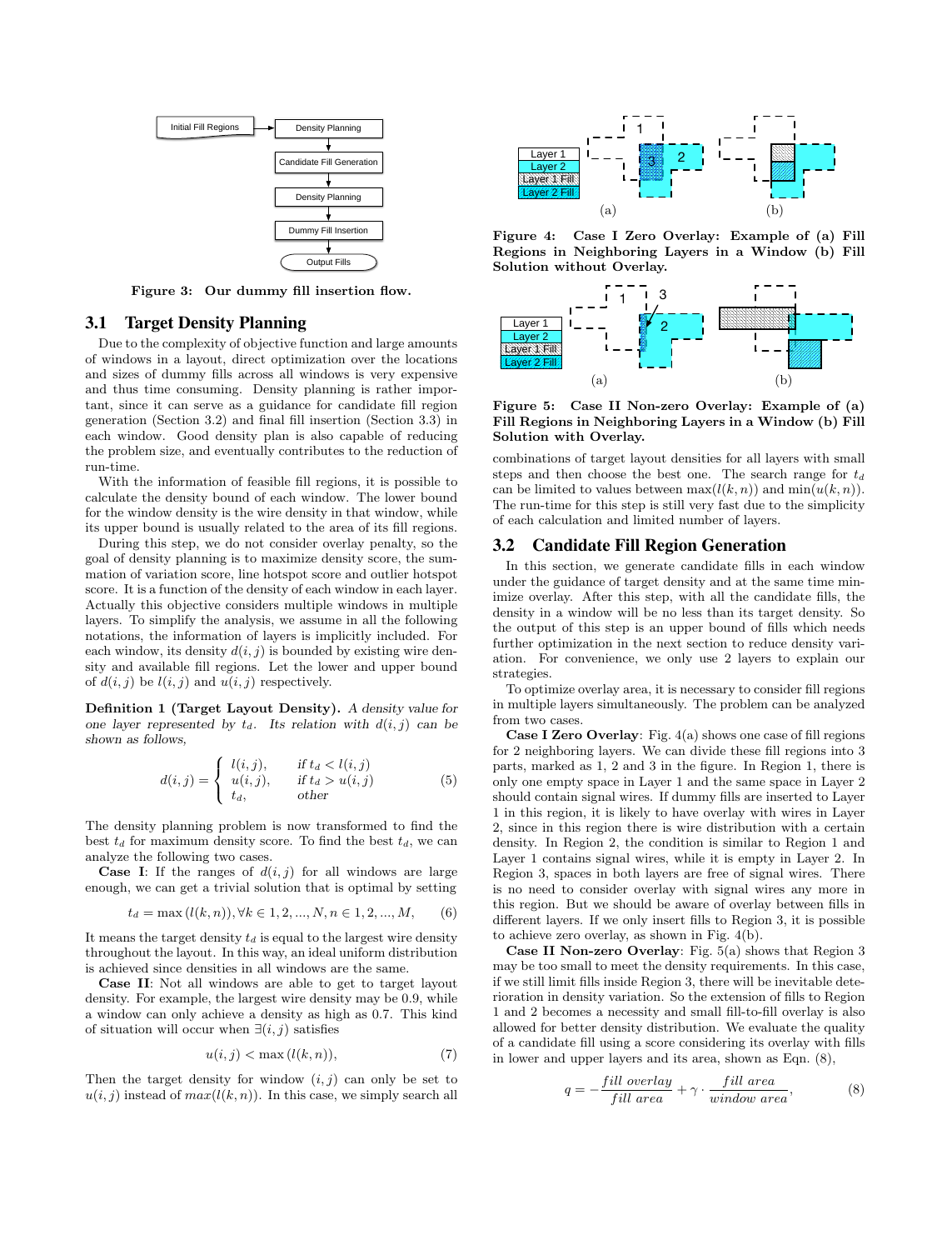Initial Fill Regions

Density Planning

Candidate Fill Generation

Density Planning

Dummy Fill Insertion

Output Fills

**Figure 3: Our dummy fill insertion flow.**

## 3.1 Target Density Planning

Due to the complexity of objective function and large amounts of windows in a layout, direct optimization over the locations and sizes of dummy fills across all windows is very expensive and thus time consuming. Density planning is rather important, since it can serve as a guidance for candidate fill region generation (Section 3.2) and final fill insertion (Section 3.3) in each window. Good density plan is also capable of reducing the problem size, and eventually contributes to the reduction of run-time.

With the information of feasible fill regions, it is possible to calculate the density bound of each window. The lower bound for the window density is the wire density in that window, while its upper bound is usually related to the area of its fill regions.

During this step, we do not consider overlay penalty, so the goal of density planning is to maximize density score, the summation of variation score, line hotspot score and outlier hotspot score. It is a function of the density of each window in each layer. Actually this objective considers multiple windows in multiple layers. To simplify the analysis, we assume in all the following notations, the information of layers is implicitly included. For each window, its density $d(i,j)$ is bounded by existing wire density and available fill regions. Let the lower and upper bound of $d(i,j)$ be $l(i,j)$ and $u(i,j)$ respectively.

**Definition 1 (Target Layout Density).** *A density value for one layer represented by $t_d$. Its relation with $d(i,j)$ can be shown as follows,*

$$d(i,j) = \begin{cases} l(i,j), & \text{if } t_d < l(i,j) \\ u(i,j), & \text{if } t_d > u(i,j) \\ t_d, & \text{other} \end{cases} \tag{5}$$

The density planning problem is now transformed to find the best $t_d$ for maximum density score. To find the best $t_d$, we can analyze the following two cases.

**Case I**: If the ranges of $d(i,j)$ for all windows are large enough, we can get a trivial solution that is optimal by setting

$$t_d = \max(l(k,n)), \forall k \in 1,2,...,N, n \in 1,2,...,M, \tag{6}$$

It means the target density $t_d$ is equal to the largest wire density throughout the layout. In this way, an ideal uniform distribution is achieved since densities in all windows are the same.

**Case II**: Not all windows are able to get to target layout density. For example, the largest wire density may be 0.9, while a window can only achieve a density as high as 0.7. This kind of situation will occur when $\exists(i,j)$ satisfies

$$u(i,j) < \max(l(k,n)), \tag{7}$$

Then the target density for window $(i,j)$ can only be set to $u(i,j)$ instead of $max(l(k,n))$. In this case, we simply search all combinations of target layout densities for all layers with small steps and then choose the best one. The search range for $t_d$ can be limited to values between $\max(l(k,n))$ and $\min(u(k,n))$. The run-time for this step is still very fast due to the simplicity of each calculation and limited number of layers.

Layer 1

Layer 2

Layer 1 Fill

Layer 2 Fill

1

2

3

(a)

(b)

**Figure 4: Case I Zero Overlay: Example of (a) Fill Regions in Neighboring Layers in a Window (b) Fill Solution without Overlay.**

Layer 1

Layer 2

Layer 1 Fill

Layer 2 Fill

1

2

3

(a)

(b)

**Figure 5: Case II Non-zero Overlay: Example of (a) Fill Regions in Neighboring Layers in a Window (b) Fill Solution with Overlay.**

## 3.2 Candidate Fill Region Generation

In this section, we generate candidate fills in each window under the guidance of target density and at the same time minimize overlay. After this step, with all the candidate fills, the density in a window will be no less than its target density. So the output of this step is an upper bound of fills which needs further optimization in the next section to reduce density variation. For convenience, we only use 2 layers to explain our strategies.

To optimize overlay area, it is necessary to consider fill regions in multiple layers simultaneously. The problem can be analyzed from two cases.

**Case I Zero Overlay**: Fig. 4(a) shows one case of fill regions for 2 neighboring layers. We can divide these fill regions into 3 parts, marked as 1, 2 and 3 in the figure. In Region 1, there is only one empty space in Layer 1 and the same space in Layer 2 should contain signal wires. If dummy fills are inserted to Layer 1 in this region, it is likely to have overlay with wires in Layer 2, since in this region there is wire distribution with a certain density. In Region 2, the condition is similar to Region 1 and Layer 1 contains signal wires, while it is empty in Layer 2. In Region 3, spaces in both layers are free of signal wires. There is no need to consider overlay with signal wires any more in this region. But we should be aware of overlay between fills in different layers. If we only insert fills to Region 3, it is possible to achieve zero overlay, as shown in Fig. 4(b).

**Case II Non-zero Overlay**: Fig. 5(a) shows that Region 3 may be too small to meet the density requirements. In this case, if we still limit fills inside Region 3, there will be inevitable deterioration in density variation. So the extension of fills to Region 1 and 2 becomes a necessity and small fill-to-fill overlay is also allowed for better density distribution. We evaluate the quality of a candidate fill using a score considering its overlay with fills in lower and upper layers and its area, shown as Eqn. (8),

$$q = -\frac{fill\ overlay}{fill\ area} + \gamma \cdot \frac{fill\ area}{window\ area}, \tag{8}$$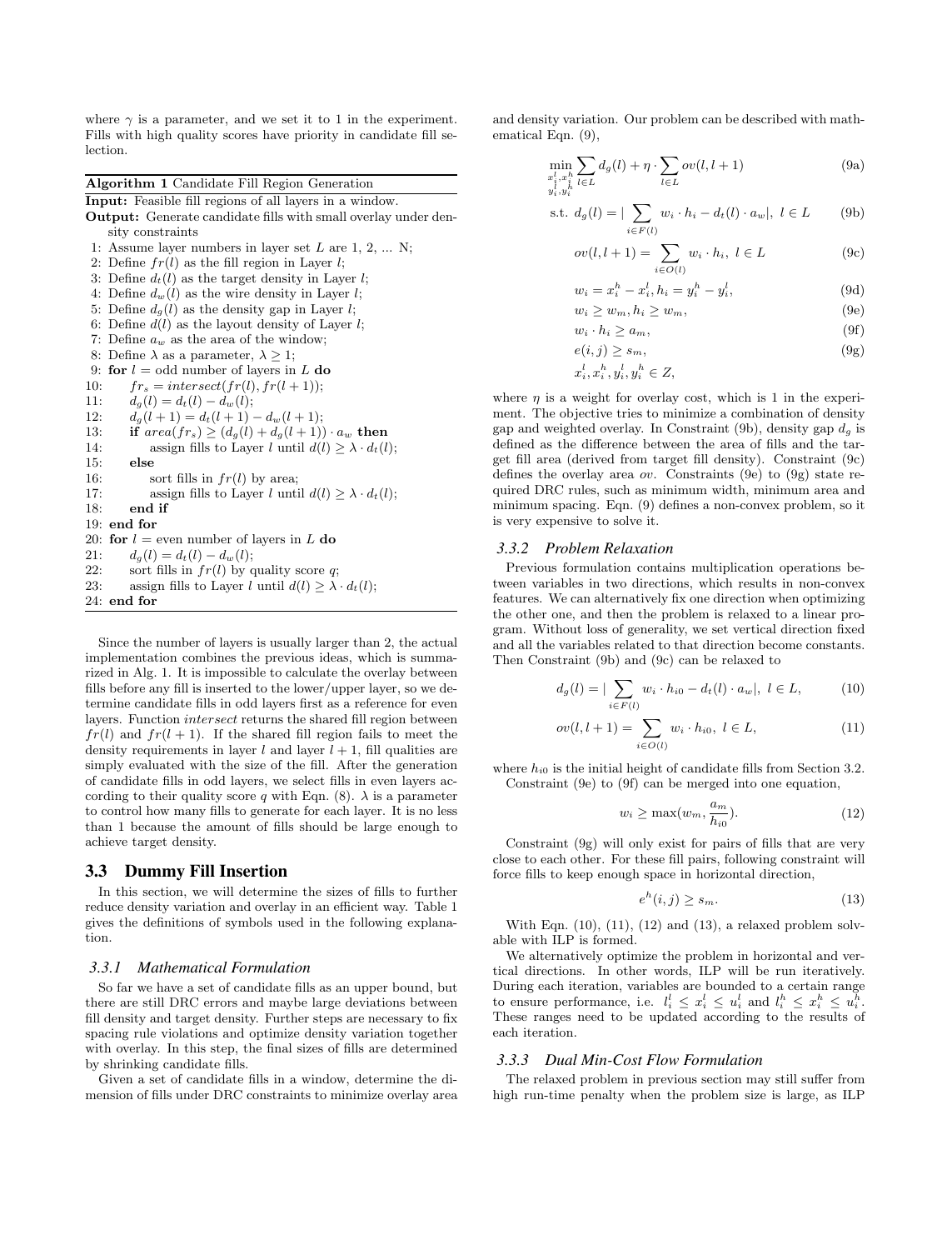where $\gamma$ is a parameter, and we set it to 1 in the experiment. Fills with high quality scores have priority in candidate fill selection.

```
Algorithm 1 Candidate Fill Region Generation
Input: Feasible fill regions of all layers in a window.
Output: Generate candidate fills with small overlay under density constraints
 1: Assume layer numbers in layer set L are 1, 2, ... N;
 2: Define fr(l) as the fill region in Layer l;
 3: Define d_t(l) as the target density in Layer l;
 4: Define d_w(l) as the wire density in Layer l;
 5: Define d_g(l) as the density gap in Layer l;
 6: Define d(l) as the layout density of Layer l;
 7: Define a_w as the area of the window;
 8: Define λ as a parameter, λ ≥ 1;
 9: for l = odd number of layers in L do
10:     fr_s = intersect(fr(l), fr(l + 1));
11:     d_g(l) = d_t(l) − d_w(l);
12:     d_g(l + 1) = d_t(l + 1) − d_w(l + 1);
13:     if area(fr_s) ≥ (d_g(l) + d_g(l + 1)) · a_w then
14:         assign fills to Layer l until d(l) ≥ λ · d_t(l);
15:     else
16:         sort fills in fr(l) by area;
17:         assign fills to Layer l until d(l) ≥ λ · d_t(l);
18:     end if
19: end for
20: for l = even number of layers in L do
21:     d_g(l) = d_t(l) − d_w(l);
22:     sort fills in fr(l) by quality score q;
23:     assign fills to Layer l until d(l) ≥ λ · d_t(l);
24: end for
```

Since the number of layers is usually larger than 2, the actual implementation combines the previous ideas, which is summarized in Alg. 1. It is impossible to calculate the overlay between fills before any fill is inserted to the lower/upper layer, so we determine candidate fills in odd layers first as a reference for even layers. Function *intersect* returns the shared fill region between $fr(l)$ and $fr(l+1)$. If the shared fill region fails to meet the density requirements in layer $l$ and layer $l+1$, fill qualities are simply evaluated with the size of the fill. After the generation of candidate fills in odd layers, we select fills in even layers according to their quality score $q$ with Eqn. (8). $\lambda$ is a parameter to control how many fills to generate for each layer. It is no less than 1 because the amount of fills should be large enough to achieve target density.

## 3.3 Dummy Fill Insertion

In this section, we will determine the sizes of fills to further reduce density variation and overlay in an efficient way. Table 1 gives the definitions of symbols used in the following explanation.

### 3.3.1 Mathematical Formulation

So far we have a set of candidate fills as an upper bound, but there are still DRC errors and maybe large deviations between fill density and target density. Further steps are necessary to fix spacing rule violations and optimize density variation together with overlay. In this step, the final sizes of fills are determined by shrinking candidate fills.

Given a set of candidate fills in a window, determine the dimension of fills under DRC constraints to minimize overlay area and density variation. Our problem can be described with mathematical Eqn. (9),

$$\min_{\substack{x_i^l, x_i^h \\ y_i^l, y_i^h}} \sum_{l \in L} d_g(l) + \eta \cdot \sum_{l \in L} ov(l, l+1) \tag{9a}$$

$$\text{s.t. } d_g(l) = |\sum_{i \in F(l)} w_i \cdot h_i - d_t(l) \cdot a_w|, \ l \in L \tag{9b}$$

$$ov(l, l+1) = \sum_{i \in O(l)} w_i \cdot h_i, \ l \in L \tag{9c}$$

$$w_i = x_i^h - x_i^l, h_i = y_i^h - y_i^l, \tag{9d}$$

$$w_i \geq w_m, h_i \geq w_m, \tag{9e}$$

$$w_i \cdot h_i \geq a_m, \tag{9f}$$

$$e(i,j) \geq s_m, \tag{9g}$$

$$x_i^l, x_i^h, y_i^l, y_i^h \in Z,$$

where $\eta$ is a weight for overlay cost, which is 1 in the experiment. The objective tries to minimize a combination of density gap and weighted overlay. In Constraint (9b), density gap $d_g$ is defined as the difference between the area of fills and the target fill area (derived from target fill density). Constraint (9c) defines the overlay area $ov$. Constraints (9e) to (9g) state required DRC rules, such as minimum width, minimum area and minimum spacing. Eqn. (9) defines a non-convex problem, so it is very expensive to solve it.

### 3.3.2 Problem Relaxation

Previous formulation contains multiplication operations between variables in two directions, which results in non-convex features. We can alternatively fix one direction when optimizing the other one, and then the problem is relaxed to a linear program. Without loss of generality, we set vertical direction fixed and all the variables related to that direction become constants. Then Constraint (9b) and (9c) can be relaxed to

$$d_g(l) = |\sum_{i \in F(l)} w_i \cdot h_{i0} - d_t(l) \cdot a_w|, \ l \in L, \tag{10}$$

$$ov(l, l+1) = \sum_{i \in O(l)} w_i \cdot h_{i0}, \ l \in L, \tag{11}$$

where $h_{i0}$ is the initial height of candidate fills from Section 3.2.

Constraint (9e) to (9f) can be merged into one equation,

$$w_i \geq \max(w_m, \frac{a_m}{h_{i0}}). \tag{12}$$

Constraint (9g) will only exist for pairs of fills that are very close to each other. For these fill pairs, following constraint will force fills to keep enough space in horizontal direction,

$$e^h(i,j) \geq s_m. \tag{13}$$

With Eqn. (10), (11), (12) and (13), a relaxed problem solvable with ILP is formed.

We alternatively optimize the problem in horizontal and vertical directions. In other words, ILP will be run iteratively. During each iteration, variables are bounded to a certain range to ensure performance, i.e. $l_i^l \leq x_i^l \leq u_i^l$ and $l_i^h \leq x_i^h \leq u_i^h$. These ranges need to be updated according to the results of each iteration.

### 3.3.3 Dual Min-Cost Flow Formulation

The relaxed problem in previous section may still suffer from high run-time penalty when the problem size is large, as ILP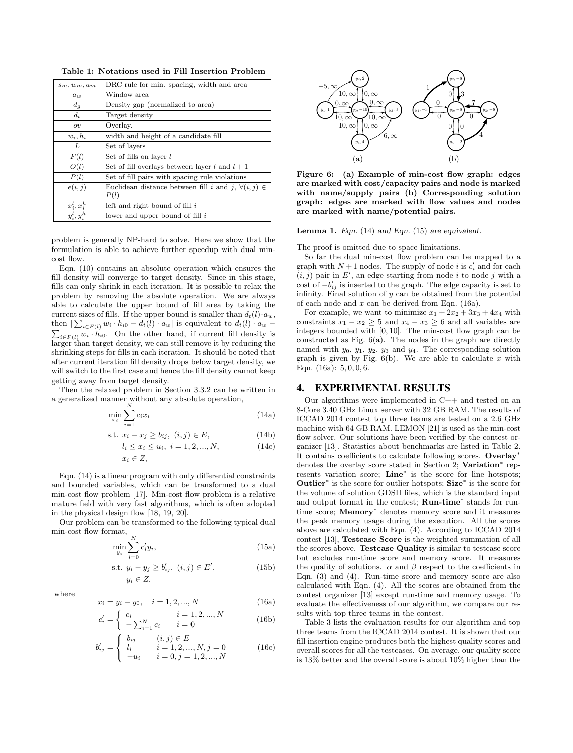**Table 1: Notations used in Fill Insertion Problem**

| | |
|---|---|
| $s_m, w_m, a_m$ | DRC rule for min. spacing, width and area |
| $a_w$ | Window area |
| $d_g$ | Density gap (normalized to area) |
| $d_t$ | Target density |
| $ov$ | Overlay. |
| $w_i, h_i$ | width and height of a candidate fill |
| $L$ | Set of layers |
| $F(l)$ | Set of fills on layer $l$ |
| $O(l)$ | Set of fill overlays between layer $l$ and $l+1$ |
| $P(l)$ | Set of fill pairs with spacing rule violations |
| $e(i,j)$ | Euclidean distance between fill $i$ and $j$, $\forall(i,j) \in P(l)$ |
| $x_i^l, x_i^h$ | left and right bound of fill $i$ |
| $y_i^l, y_i^h$ | lower and upper bound of fill $i$ |

problem is generally NP-hard to solve. Here we show that the formulation is able to achieve further speedup with dual min-cost flow.

Eqn. (10) contains an absolute operation which ensures the fill density will converge to target density. Since in this stage, fills can only shrink in each iteration. It is possible to relax the problem by removing the absolute operation. We are always able to calculate the upper bound of fill area by taking the current sizes of fills. If the upper bound is smaller than $d_t(l) \cdot a_w$, then $|\sum_{i \in F(l)} w_i \cdot h_{i0} - d_t(l) \cdot a_w|$ is equivalent to $d_t(l) \cdot a_w - \sum_{i \in F(l)} w_i \cdot h_{i0}$. On the other hand, if current fill density is larger than target density, we can still remove it by reducing the shrinking steps for fills in each iteration. It should be noted that after current iteration fill density drops below target density, we will switch to the first case and hence the fill density cannot keep getting away from target density.

Then the relaxed problem in Section 3.3.2 can be written in a generalized manner without any absolute operation,

$$\min_{x_i} \sum_{i=1}^{N} c_i x_i \tag{14a}$$

$$\text{s.t. } x_i - x_j \geq b_{ij},\ (i,j) \in E, \tag{14b}$$

$$l_i \leq x_i \leq u_i,\ i = 1, 2, ..., N, \tag{14c}$$

$$x_i \in Z,$$

Eqn. (14) is a linear program with only differential constraints and bounded variables, which can be transformed to a dual min-cost flow problem [17]. Min-cost flow problem is a relative mature field with very fast algorithms, which is often adopted in the physical design flow [18, 19, 20].

Our problem can be transformed to the following typical dual min-cost flow format,

$$\min_{y_i} \sum_{i=0}^{N} c'_i y_i, \tag{15a}$$

$$\text{s.t. } y_i - y_j \geq b'_{ij},\ (i,j) \in E', \tag{15b}$$

$$y_i \in Z,$$

where

$$x_i = y_i - y_0, \quad i = 1, 2, ..., N \tag{16a}$$

$$c'_i = \begin{cases} c_i & i = 1, 2, ..., N \\ -\sum_{i=1}^{N} c_i & i = 0 \end{cases} \tag{16b}$$

$$b'_{ij} = \begin{cases} b_{ij} & (i,j) \in E \\ l_i & i = 1, 2, ..., N, j = 0 \\ -u_i & i = 0, j = 1, 2, ..., N \end{cases} \tag{16c}$$

$-5, \infty$
$10, \infty$
$0, \infty$
$y_2, 2$
$y_1, 1$
$y_0, -10$
$y_3, 3$
$y_4, 4$
$-6, \infty$
(a)

$y_2, -8$
1
0
3
$y_1, -3$
$y_0, -8$
7
$y_3, -8$
$y_4, -2$
4
(b)

**Figure 6: (a) Example of min-cost flow graph: edges are marked with cost/capacity pairs and node is marked with name/supply pairs (b) Corresponding solution graph: edges are marked with flow values and nodes are marked with name/potential pairs.**

**Lemma 1.** *Eqn.* (14) *and Eqn.* (15) *are equivalent.*

The proof is omitted due to space limitations.

So far the dual min-cost flow problem can be mapped to a graph with $N+1$ nodes. The supply of node $i$ is $c'_i$ and for each $(i,j)$ pair in $E'$, an edge starting from node $i$ to node $j$ with a cost of $-b'_{ij}$ is inserted to the graph. The edge capacity is set to infinity. Final solution of $y$ can be obtained from the potential of each node and $x$ can be derived from Eqn. (16a).

For example, we want to minimize $x_1 + 2x_2 + 3x_3 + 4x_4$ with constraints $x_1 - x_2 \geq 5$ and $x_4 - x_3 \geq 6$ and all variables are integers bounded with $[0, 10]$. The min-cost flow graph can be constructed as Fig. 6(a). The nodes in the graph are directly named with $y_0$, $y_1$, $y_2$, $y_3$ and $y_4$. The corresponding solution graph is given by Fig. 6(b). We are able to calculate $x$ with Eqn. (16a): 5, 0, 0, 6.

# 4. EXPERIMENTAL RESULTS

Our algorithms were implemented in C++ and tested on an 8-Core 3.40 GHz Linux server with 32 GB RAM. The results of ICCAD 2014 contest top three teams are tested on a 2.6 GHz machine with 64 GB RAM. LEMON [21] is used as the min-cost flow solver. Our solutions have been verified by the contest organizer [13]. Statistics about benchmarks are listed in Table 2. It contains coefficients to calculate following scores. **Overlay**$^*$ denotes the overlay score stated in Section 2; **Variation**$^*$ represents variation score; **Line**$^*$ is the score for line hotspots; **Outlier**$^*$ is the score for outlier hotspots; **Size**$^*$ is the score for the volume of solution GDSII files, which is the standard input and output format in the contest; **Run-time**$^*$ stands for run-time score; **Memory**$^*$ denotes memory score and it measures the peak memory usage during the execution. All the scores above are calculated with Eqn. (4). According to ICCAD 2014 contest [13], **Testcase Score** is the weighted summation of all the scores above. **Testcase Quality** is similar to testcase score but excludes run-time score and memory score. It measures the quality of solutions. $\alpha$ and $\beta$ respect to the coefficients in Eqn. (3) and (4). Run-time score and memory score are also calculated with Eqn. (4). All the scores are obtained from the contest organizer [13] except run-time and memory usage. To evaluate the effectiveness of our algorithm, we compare our results with top three teams in the contest.

Table 3 lists the evaluation results for our algorithm and top three teams from the ICCAD 2014 contest. It is shown that our fill insertion engine produces both the highest quality scores and overall scores for all the testcases. On average, our quality score is 13% better and the overall score is about 10% higher than the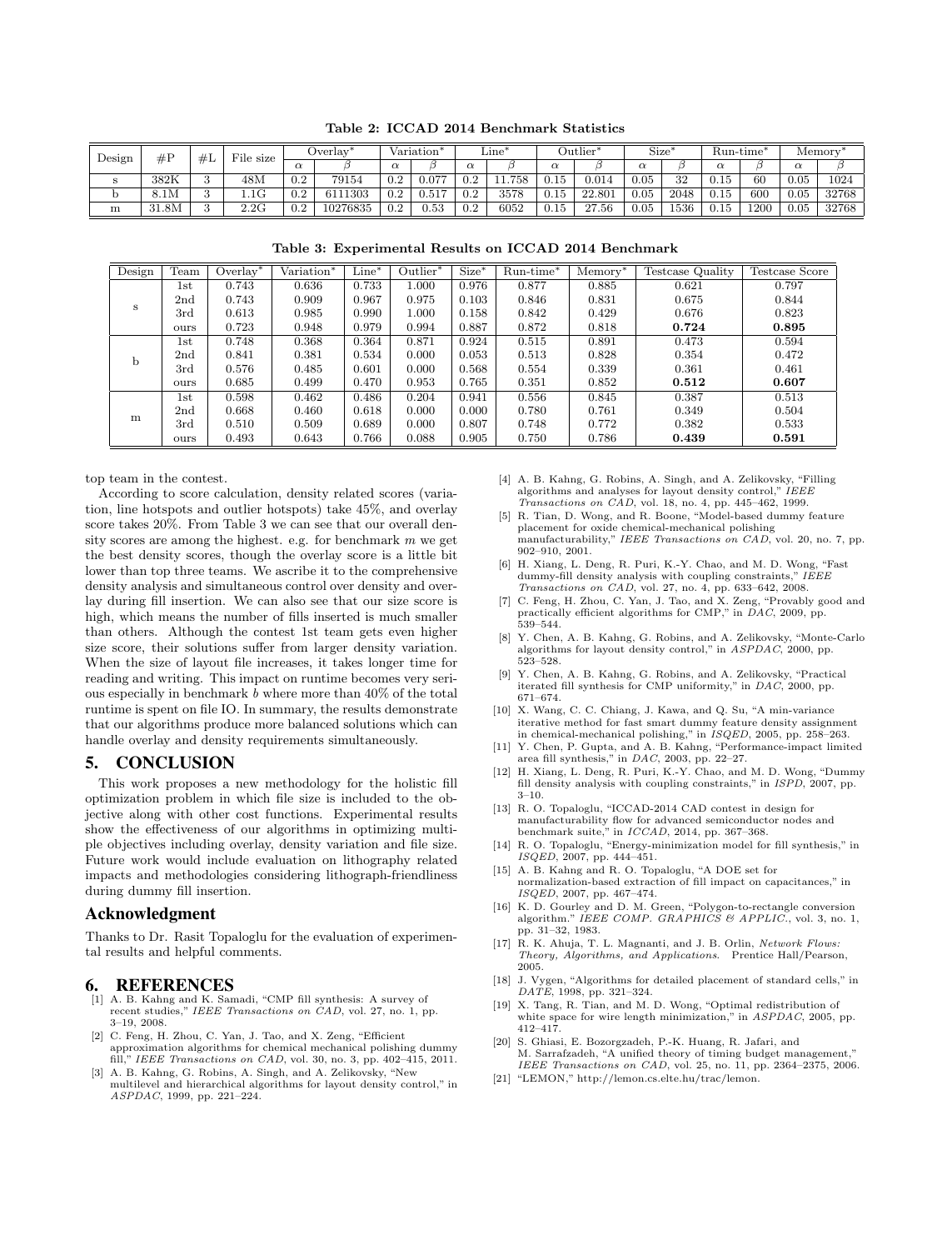**Table 2: ICCAD 2014 Benchmark Statistics**

| Design | #P | #L | File size | Overlay* | | Variation* | | Line* | | Outlier* | | Size* | | Run-time* | | Memory* | |
|---|---|---|---|---|---|---|---|---|---|---|---|---|---|---|---|---|---|
| | | | | $\alpha$ | $\beta$ | $\alpha$ | $\beta$ | $\alpha$ | $\beta$ | $\alpha$ | $\beta$ | $\alpha$ | $\beta$ | $\alpha$ | $\beta$ | $\alpha$ | $\beta$ |
| s | 382K | 3 | 48M | 0.2 | 79154 | 0.2 | 0.077 | 0.2 | 11.758 | 0.15 | 0.014 | 0.05 | 32 | 0.15 | 60 | 0.05 | 1024 |
| b | 8.1M | 3 | 1.1G | 0.2 | 6111303 | 0.2 | 0.517 | 0.2 | 3578 | 0.15 | 22.801 | 0.05 | 2048 | 0.15 | 600 | 0.05 | 32768 |
| m | 31.8M | 3 | 2.2G | 0.2 | 10276835 | 0.2 | 0.53 | 0.2 | 6052 | 0.15 | 27.56 | 0.05 | 1536 | 0.15 | 1200 | 0.05 | 32768 |

**Table 3: Experimental Results on ICCAD 2014 Benchmark**

| Design | Team | Overlay* | Variation* | Line* | Outlier* | Size* | Run-time* | Memory* | Testcase Quality | Testcase Score |
|---|---|---|---|---|---|---|---|---|---|---|
| s | 1st | 0.743 | 0.636 | 0.733 | 1.000 | 0.976 | 0.877 | 0.885 | 0.621 | 0.797 |
| | 2nd | 0.743 | 0.909 | 0.967 | 0.975 | 0.103 | 0.846 | 0.831 | 0.675 | 0.844 |
| | 3rd | 0.613 | 0.985 | 0.990 | 1.000 | 0.158 | 0.842 | 0.429 | 0.676 | 0.823 |
| | ours | 0.723 | 0.948 | 0.979 | 0.994 | 0.887 | 0.872 | 0.818 | **0.724** | **0.895** |
| b | 1st | 0.748 | 0.368 | 0.364 | 0.871 | 0.924 | 0.515 | 0.891 | 0.473 | 0.594 |
| | 2nd | 0.841 | 0.381 | 0.534 | 0.000 | 0.053 | 0.513 | 0.828 | 0.354 | 0.472 |
| | 3rd | 0.576 | 0.485 | 0.601 | 0.000 | 0.568 | 0.554 | 0.339 | 0.361 | 0.461 |
| | ours | 0.685 | 0.499 | 0.470 | 0.953 | 0.765 | 0.351 | 0.852 | **0.512** | **0.607** |
| m | 1st | 0.598 | 0.462 | 0.486 | 0.204 | 0.941 | 0.556 | 0.845 | 0.387 | 0.513 |
| | 2nd | 0.668 | 0.460 | 0.618 | 0.000 | 0.000 | 0.780 | 0.761 | 0.349 | 0.504 |
| | 3rd | 0.510 | 0.509 | 0.689 | 0.000 | 0.807 | 0.748 | 0.772 | 0.382 | 0.533 |
| | ours | 0.493 | 0.643 | 0.766 | 0.088 | 0.905 | 0.750 | 0.786 | **0.439** | **0.591** |

top team in the contest.

According to score calculation, density related scores (variation, line hotspots and outlier hotspots) take 45%, and overlay score takes 20%. From Table 3 we can see that our overall density scores are among the highest. e.g. for benchmark $m$ we get the best density scores, though the overlay score is a little bit lower than top three teams. We ascribe it to the comprehensive density analysis and simultaneous control over density and overlay during fill insertion. We can also see that our size score is high, which means the number of fills inserted is much smaller than others. Although the contest 1st team gets even higher size score, their solutions suffer from larger density variation. When the size of layout file increases, it takes longer time for reading and writing. This impact on runtime becomes very serious especially in benchmark $b$ where more than 40% of the total runtime is spent on file IO. In summary, the results demonstrate that our algorithms produce more balanced solutions which can handle overlay and density requirements simultaneously.

# 5. CONCLUSION

This work proposes a new methodology for the holistic fill optimization problem in which file size is included to the objective along with other cost functions. Experimental results show the effectiveness of our algorithms in optimizing multiple objectives including overlay, density variation and file size. Future work would include evaluation on lithography related impacts and methodologies considering lithograph-friendliness during dummy fill insertion.

## Acknowledgment

Thanks to Dr. Rasit Topaloglu for the evaluation of experimental results and helpful comments.

# 6. REFERENCES

[1] A. B. Kahng and K. Samadi, "CMP fill synthesis: A survey of recent studies," *IEEE Transactions on CAD*, vol. 27, no. 1, pp. 3–19, 2008.

[2] C. Feng, H. Zhou, C. Yan, J. Tao, and X. Zeng, "Efficient approximation algorithms for chemical mechanical polishing dummy fill," *IEEE Transactions on CAD*, vol. 30, no. 3, pp. 402–415, 2011.

[3] A. B. Kahng, G. Robins, A. Singh, and A. Zelikovsky, "New multilevel and hierarchical algorithms for layout density control," in *ASPDAC*, 1999, pp. 221–224.

[4] A. B. Kahng, G. Robins, A. Singh, and A. Zelikovsky, "Filling algorithms and analyses for layout density control," *IEEE Transactions on CAD*, vol. 18, no. 4, pp. 445–462, 1999.

[5] R. Tian, D. Wong, and R. Boone, "Model-based dummy feature placement for oxide chemical-mechanical polishing manufacturability," *IEEE Transactions on CAD*, vol. 20, no. 7, pp. 902–910, 2001.

[6] H. Xiang, L. Deng, R. Puri, K.-Y. Chao, and M. D. Wong, "Fast dummy-fill density analysis with coupling constraints," *IEEE Transactions on CAD*, vol. 27, no. 4, pp. 633–642, 2008.

[7] C. Feng, H. Zhou, C. Yan, J. Tao, and X. Zeng, "Provably good and practically efficient algorithms for CMP," in *DAC*, 2009, pp. 539–544.

[8] Y. Chen, A. B. Kahng, G. Robins, and A. Zelikovsky, "Monte-Carlo algorithms for layout density control," in *ASPDAC*, 2000, pp. 523–528.

[9] Y. Chen, A. B. Kahng, G. Robins, and A. Zelikovsky, "Practical iterated fill synthesis for CMP uniformity," in *DAC*, 2000, pp. 671–674.

[10] X. Wang, C. C. Chiang, J. Kawa, and Q. Su, "A min-variance iterative method for fast smart dummy feature density assignment in chemical-mechanical polishing," in *ISQED*, 2005, pp. 258–263.

[11] Y. Chen, P. Gupta, and A. B. Kahng, "Performance-impact limited area fill synthesis," in *DAC*, 2003, pp. 22–27.

[12] H. Xiang, L. Deng, R. Puri, K.-Y. Chao, and M. D. Wong, "Dummy fill density analysis with coupling constraints," in *ISPD*, 2007, pp. 3–10.

[13] R. O. Topaloglu, "ICCAD-2014 CAD contest in design for manufacturability flow for advanced semiconductor nodes and benchmark suite," in *ICCAD*, 2014, pp. 367–368.

[14] R. O. Topaloglu, "Energy-minimization model for fill synthesis," in *ISQED*, 2007, pp. 444–451.

[15] A. B. Kahng and R. O. Topaloglu, "A DOE set for normalization-based extraction of fill impact on capacitances," in *ISQED*, 2007, pp. 467–474.

[16] K. D. Gourley and D. M. Green, "Polygon-to-rectangle conversion algorithm." *IEEE COMP. GRAPHICS & APPLIC.*, vol. 3, no. 1, pp. 31–32, 1983.

[17] R. K. Ahuja, T. L. Magnanti, and J. B. Orlin, *Network Flows: Theory, Algorithms, and Applications.* Prentice Hall/Pearson, 2005.

[18] J. Vygen, "Algorithms for detailed placement of standard cells," in *DATE*, 1998, pp. 321–324.

[19] X. Tang, R. Tian, and M. D. Wong, "Optimal redistribution of white space for wire length minimization," in *ASPDAC*, 2005, pp. 412–417.

[20] S. Ghiasi, E. Bozorgzadeh, P.-K. Huang, R. Jafari, and M. Sarrafzadeh, "A unified theory of timing budget management," *IEEE Transactions on CAD*, vol. 25, no. 11, pp. 2364–2375, 2006.

[21] "LEMON," http://lemon.cs.elte.hu/trac/lemon.